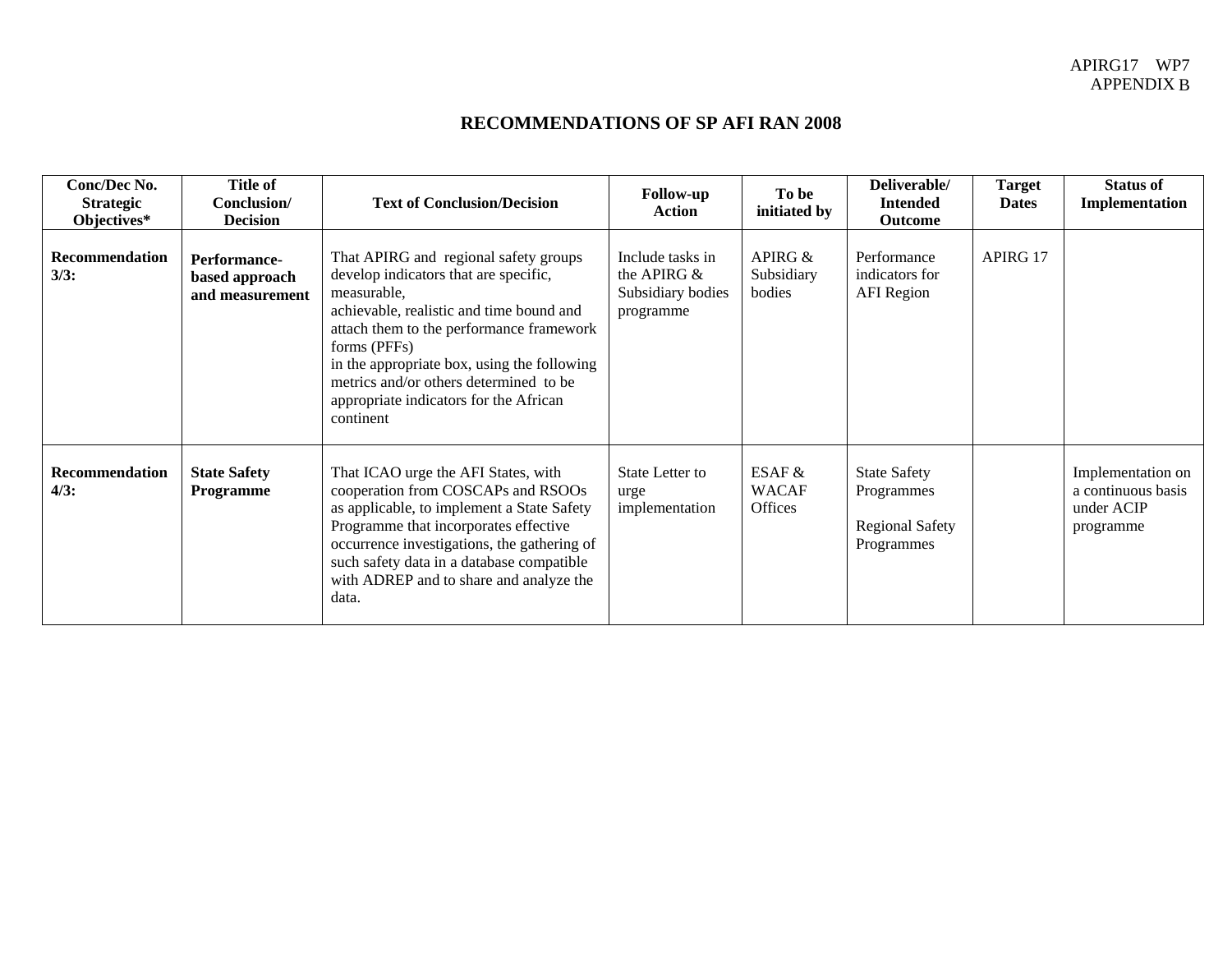APIRG17 WP7
APPENDIX B

# RECOMMENDATIONS OF SP AFI RAN 2008

| Conc/Dec No. Strategic Objectives* | Title of Conclusion/ Decision | Text of Conclusion/Decision | Follow-up Action | To be initiated by | Deliverable/ Intended Outcome | Target Dates | Status of Implementation |
|---|---|---|---|---|---|---|---|
| **Recommendation 3/3:** | **Performance-based approach and measurement** | That APIRG and regional safety groups develop indicators that are specific, measurable, achievable, realistic and time bound and attach them to the performance framework forms (PFFs) in the appropriate box, using the following metrics and/or others determined to be appropriate indicators for the African continent | Include tasks in the APIRG & Subsidiary bodies programme | APIRG & Subsidiary bodies | Performance indicators for AFI Region | APIRG 17 | |
| **Recommendation 4/3:** | **State Safety Programme** | That ICAO urge the AFI States, with cooperation from COSCAPs and RSOOs as applicable, to implement a State Safety Programme that incorporates effective occurrence investigations, the gathering of such safety data in a database compatible with ADREP and to share and analyze the data. | State Letter to urge implementation | ESAF & WACAF Offices | State Safety Programmes<br><br>Regional Safety Programmes | | Implementation on a continuous basis under ACIP programme |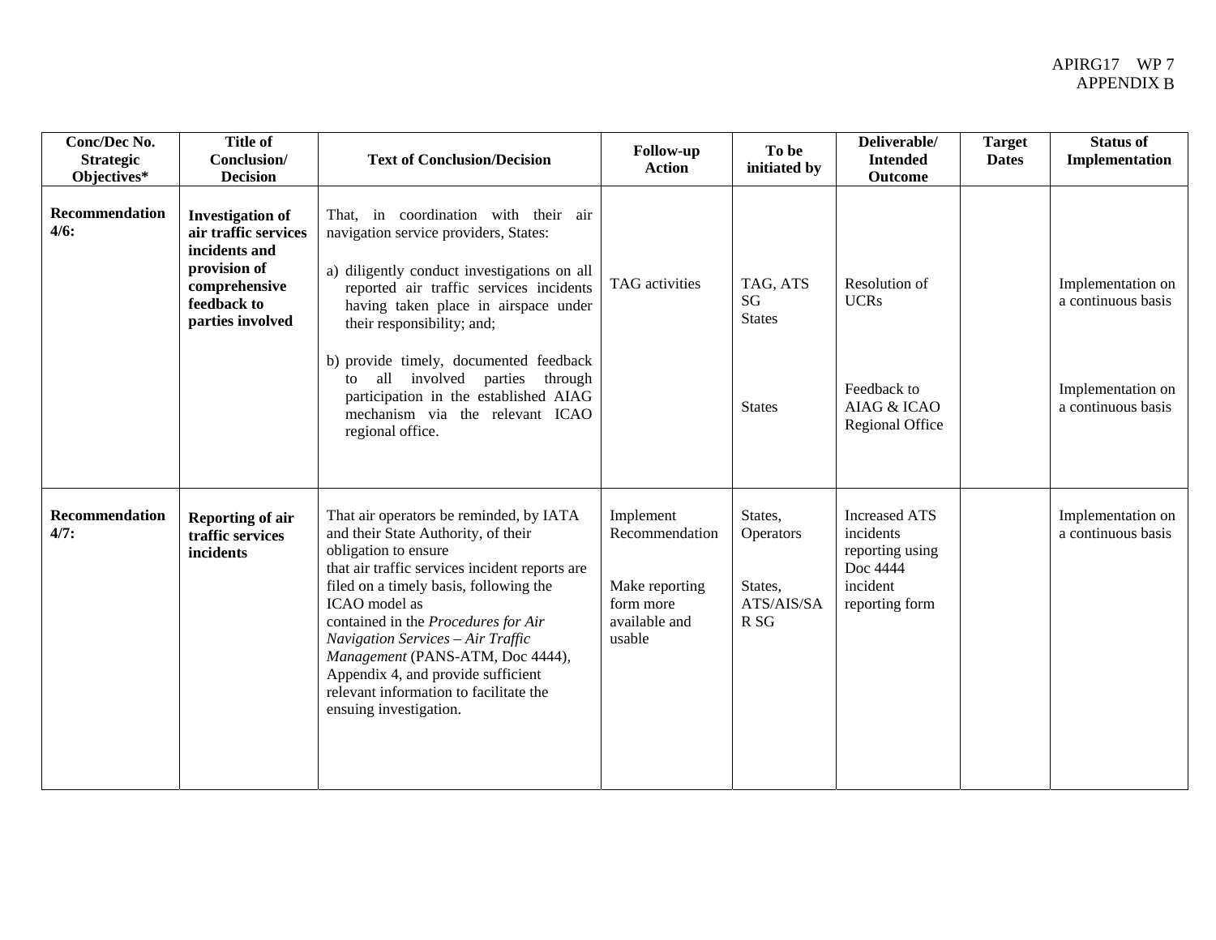| Conc/Dec No. Strategic Objectives* | Title of Conclusion/ Decision | Text of Conclusion/Decision | Follow-up Action | To be initiated by | Deliverable/ Intended Outcome | Target Dates | Status of Implementation |
|---|---|---|---|---|---|---|---|
| **Recommendation 4/6:** | **Investigation of air traffic services incidents and provision of comprehensive feedback to parties involved** | That, in coordination with their air navigation service providers, States:<br><br>a) diligently conduct investigations on all reported air traffic services incidents having taken place in airspace under their responsibility; and;<br><br>b) provide timely, documented feedback to all involved parties through participation in the established AIAG mechanism via the relevant ICAO regional office. | TAG activities | TAG, ATS SG States<br><br>States | Resolution of UCRs<br><br>Feedback to AIAG & ICAO Regional Office | | Implementation on a continuous basis<br><br>Implementation on a continuous basis |
| **Recommendation 4/7:** | **Reporting of air traffic services incidents** | That air operators be reminded, by IATA and their State Authority, of their obligation to ensure that air traffic services incident reports are filed on a timely basis, following the ICAO model as contained in the *Procedures for Air Navigation Services – Air Traffic Management* (PANS-ATM, Doc 4444), Appendix 4, and provide sufficient relevant information to facilitate the ensuing investigation. | Implement Recommendation<br><br>Make reporting form more available and usable | States, Operators<br><br>States, ATS/AIS/SAR SG | Increased ATS incidents reporting using Doc 4444 incident reporting form | | Implementation on a continuous basis |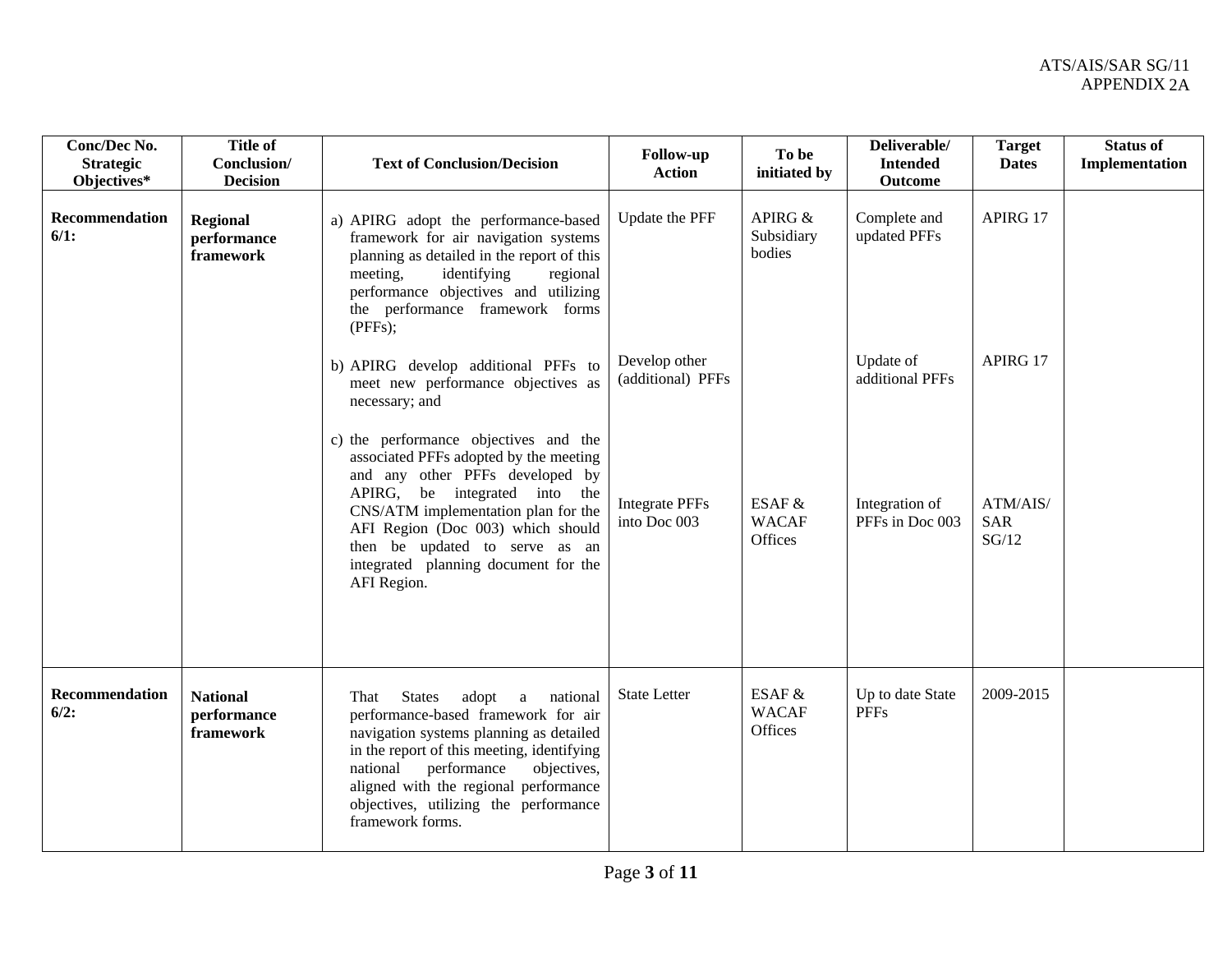| Conc/Dec No. Strategic Objectives* | Title of Conclusion/ Decision | Text of Conclusion/Decision | Follow-up Action | To be initiated by | Deliverable/ Intended Outcome | Target Dates | Status of Implementation |
|---|---|---|---|---|---|---|---|
| **Recommendation 6/1:** | **Regional performance framework** | a) APIRG adopt the performance-based framework for air navigation systems planning as detailed in the report of this meeting, identifying regional performance objectives and utilizing the performance framework forms (PFFs); | Update the PFF | APIRG & Subsidiary bodies | Complete and updated PFFs | APIRG 17 | |
| | | b) APIRG develop additional PFFs to meet new performance objectives as necessary; and | Develop other (additional) PFFs | | Update of additional PFFs | APIRG 17 | |
| | | c) the performance objectives and the associated PFFs adopted by the meeting and any other PFFs developed by APIRG, be integrated into the CNS/ATM implementation plan for the AFI Region (Doc 003) which should then be updated to serve as an integrated planning document for the AFI Region. | Integrate PFFs into Doc 003 | ESAF & WACAF Offices | Integration of PFFs in Doc 003 | ATM/AIS/ SAR SG/12 | |
| **Recommendation 6/2:** | **National performance framework** | That States adopt a national performance-based framework for air navigation systems planning as detailed in the report of this meeting, identifying national performance objectives, aligned with the regional performance objectives, utilizing the performance framework forms. | State Letter | ESAF & WACAF Offices | Up to date State PFFs | 2009-2015 | |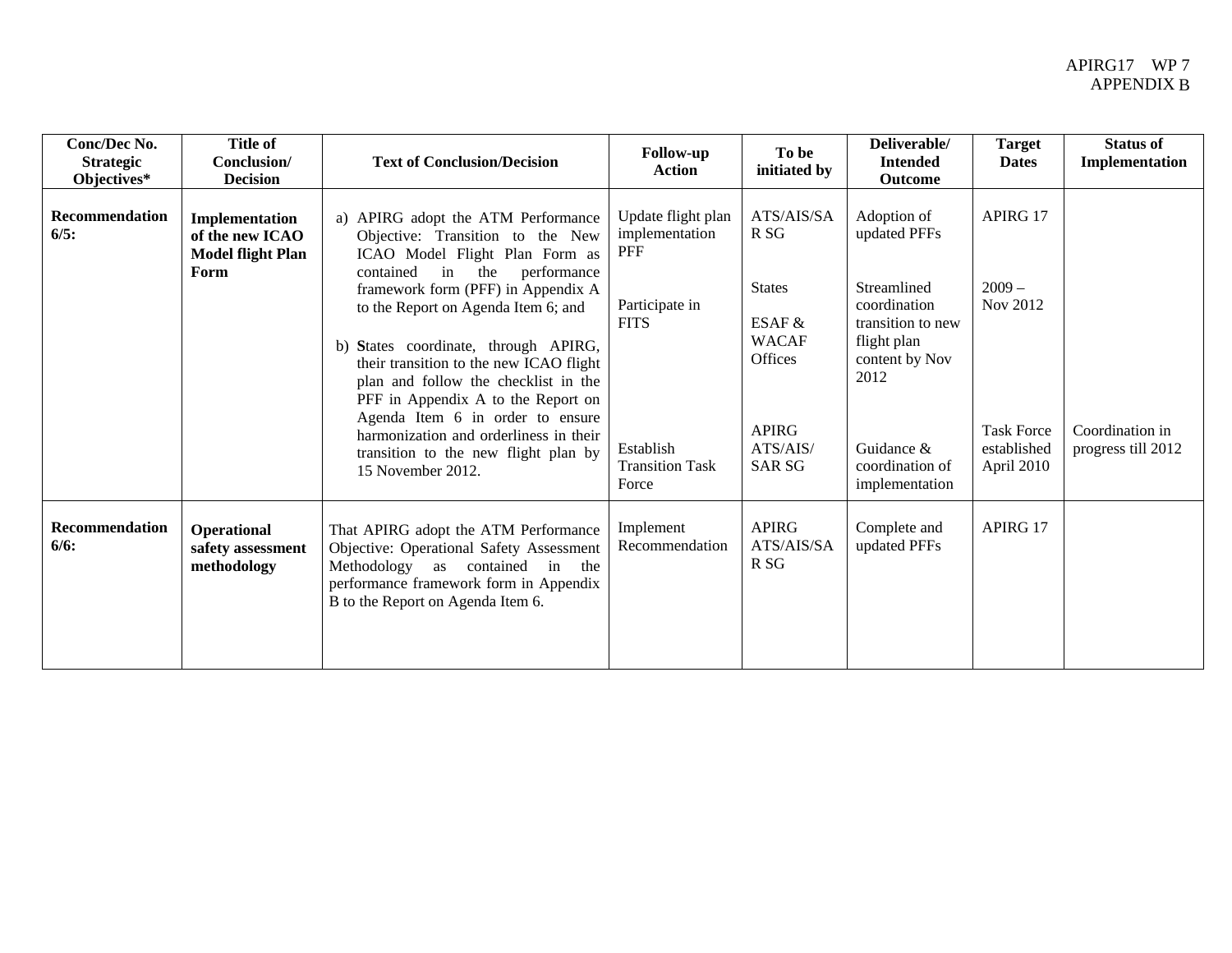| Conc/Dec No. Strategic Objectives* | Title of Conclusion/ Decision | Text of Conclusion/Decision | Follow-up Action | To be initiated by | Deliverable/ Intended Outcome | Target Dates | Status of Implementation |
|---|---|---|---|---|---|---|---|
| **Recommendation 6/5:** | **Implementation of the new ICAO Model flight Plan Form** | a) APIRG adopt the ATM Performance Objective: Transition to the New ICAO Model Flight Plan Form as contained in the performance framework form (PFF) in Appendix A to the Report on Agenda Item 6; and<br><br>b) **S**tates coordinate, through APIRG, their transition to the new ICAO flight plan and follow the checklist in the PFF in Appendix A to the Report on Agenda Item 6 in order to ensure harmonization and orderliness in their transition to the new flight plan by 15 November 2012. | Update flight plan implementation PFF<br><br>Participate in FITS<br><br>Establish Transition Task Force | ATS/AIS/SAR SG<br><br>States<br><br>ESAF & WACAF Offices<br><br>APIRG ATS/AIS/ SAR SG | Adoption of updated PFFs<br><br>Streamlined coordination transition to new flight plan content by Nov 2012<br><br>Guidance & coordination of implementation | APIRG 17<br><br>2009 – Nov 2012<br><br>Task Force established April 2010 | Coordination in progress till 2012 |
| **Recommendation 6/6:** | **Operational safety assessment methodology** | That APIRG adopt the ATM Performance Objective: Operational Safety Assessment Methodology as contained in the performance framework form in Appendix B to the Report on Agenda Item 6. | Implement Recommendation | APIRG ATS/AIS/SAR SG | Complete and updated PFFs | APIRG 17 | |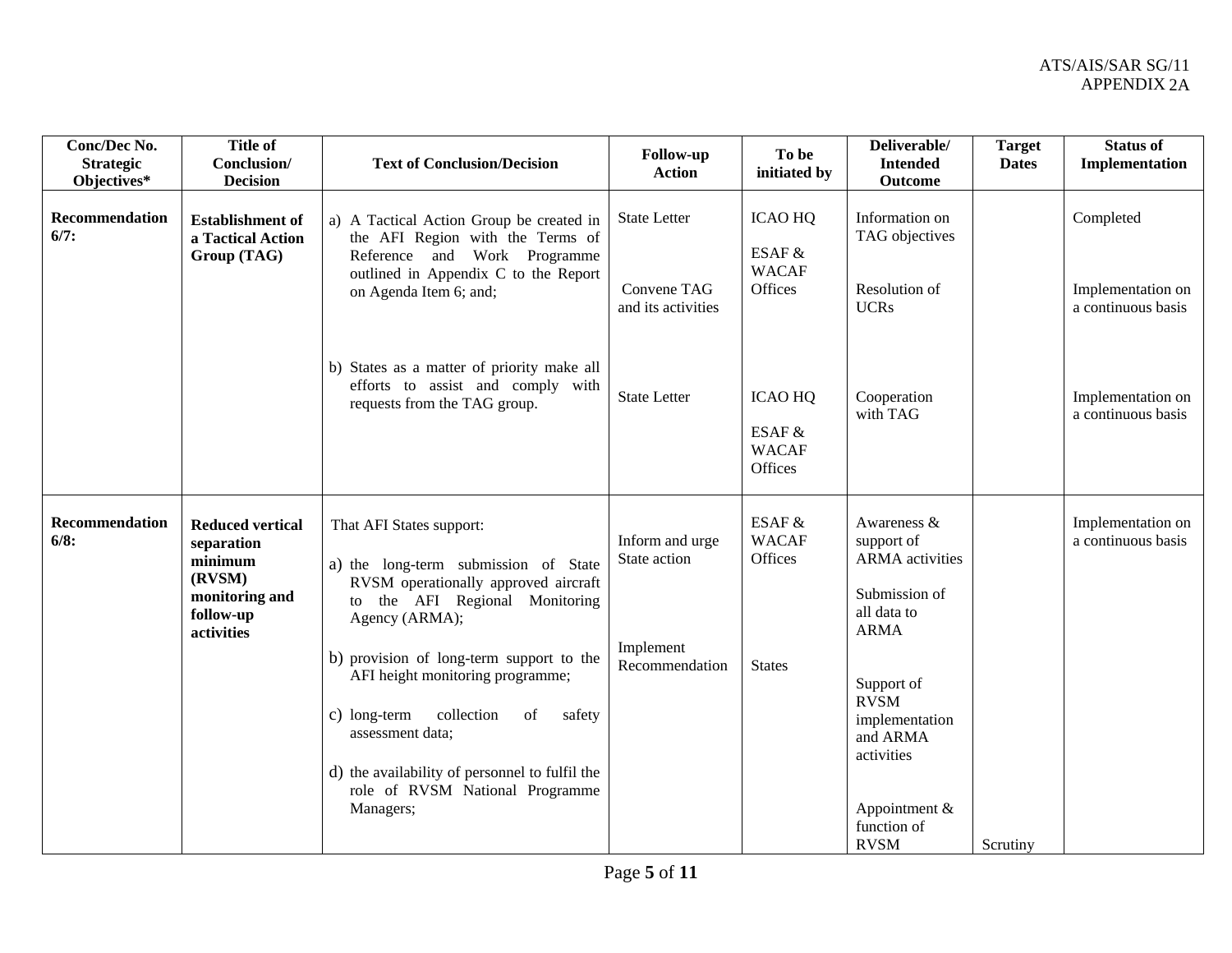| Conc/Dec No. Strategic Objectives* | Title of Conclusion/ Decision | Text of Conclusion/Decision | Follow-up Action | To be initiated by | Deliverable/ Intended Outcome | Target Dates | Status of Implementation |
|---|---|---|---|---|---|---|---|
| **Recommendation 6/7:** | **Establishment of a Tactical Action Group (TAG)** | a) A Tactical Action Group be created in the AFI Region with the Terms of Reference and Work Programme outlined in Appendix C to the Report on Agenda Item 6; and; | State Letter<br><br>Convene TAG and its activities | ICAO HQ<br><br>ESAF & WACAF Offices | Information on TAG objectives<br><br>Resolution of UCRs | | Completed<br><br>Implementation on a continuous basis |
| | | b) States as a matter of priority make all efforts to assist and comply with requests from the TAG group. | State Letter | ICAO HQ<br><br>ESAF & WACAF Offices | Cooperation with TAG | | Implementation on a continuous basis |
| **Recommendation 6/8:** | **Reduced vertical separation minimum (RVSM) monitoring and follow-up activities** | That AFI States support:<br><br>a) the long-term submission of State RVSM operationally approved aircraft to the AFI Regional Monitoring Agency (ARMA);<br><br>b) provision of long-term support to the AFI height monitoring programme;<br><br>c) long-term collection of safety assessment data;<br><br>d) the availability of personnel to fulfil the role of RVSM National Programme Managers; | Inform and urge State action<br><br>Implement Recommendation | ESAF & WACAF Offices<br><br>States | Awareness & support of ARMA activities<br><br>Submission of all data to ARMA<br><br>Support of RVSM implementation and ARMA activities<br><br>Appointment & function of RVSM | Scrutiny | Implementation on a continuous basis |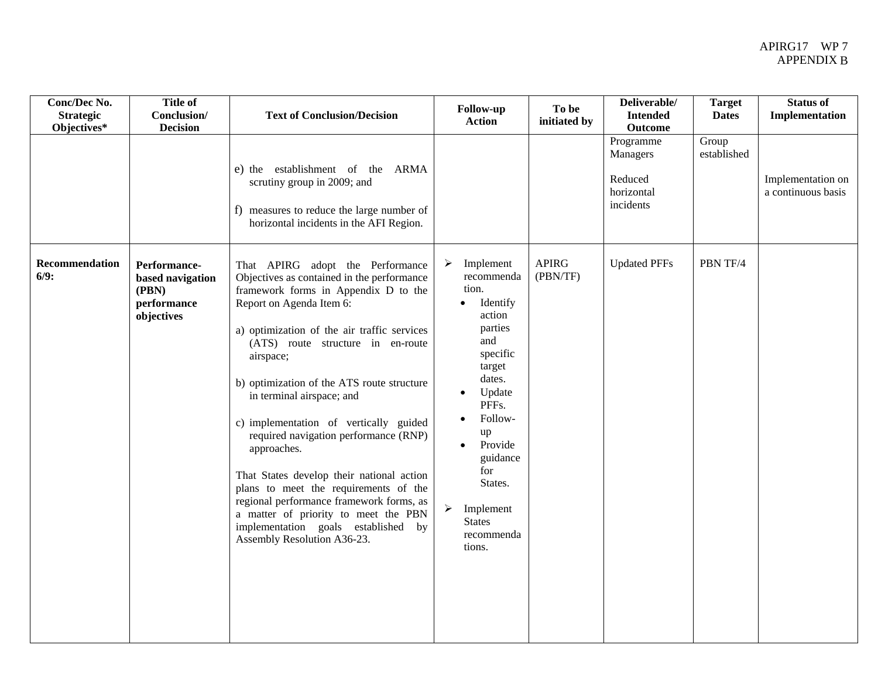| Conc/Dec No. Strategic Objectives* | Title of Conclusion/ Decision | Text of Conclusion/Decision | Follow-up Action | To be initiated by | Deliverable/ Intended Outcome | Target Dates | Status of Implementation |
|---|---|---|---|---|---|---|---|
| | | e) the establishment of the ARMA scrutiny group in 2009; and<br><br>f) measures to reduce the large number of horizontal incidents in the AFI Region. | | | Programme Managers<br><br>Reduced horizontal incidents | Group established | Implementation on a continuous basis |
| **Recommendation 6/9:** | **Performance-based navigation (PBN) performance objectives** | That APIRG adopt the Performance Objectives as contained in the performance framework forms in Appendix D to the Report on Agenda Item 6:<br><br>a) optimization of the air traffic services (ATS) route structure in en-route airspace;<br><br>b) optimization of the ATS route structure in terminal airspace; and<br><br>c) implementation of vertically guided required navigation performance (RNP) approaches.<br><br>That States develop their national action plans to meet the requirements of the regional performance framework forms, as a matter of priority to meet the PBN implementation goals established by Assembly Resolution A36-23. | ➢ Implement recommendation.<br>• Identify action parties and specific target dates.<br>• Update PFFs.<br>• Follow-up<br>• Provide guidance for States.<br><br>➢ Implement States recommendations. | APIRG (PBN/TF) | Updated PFFs | PBN TF/4 | |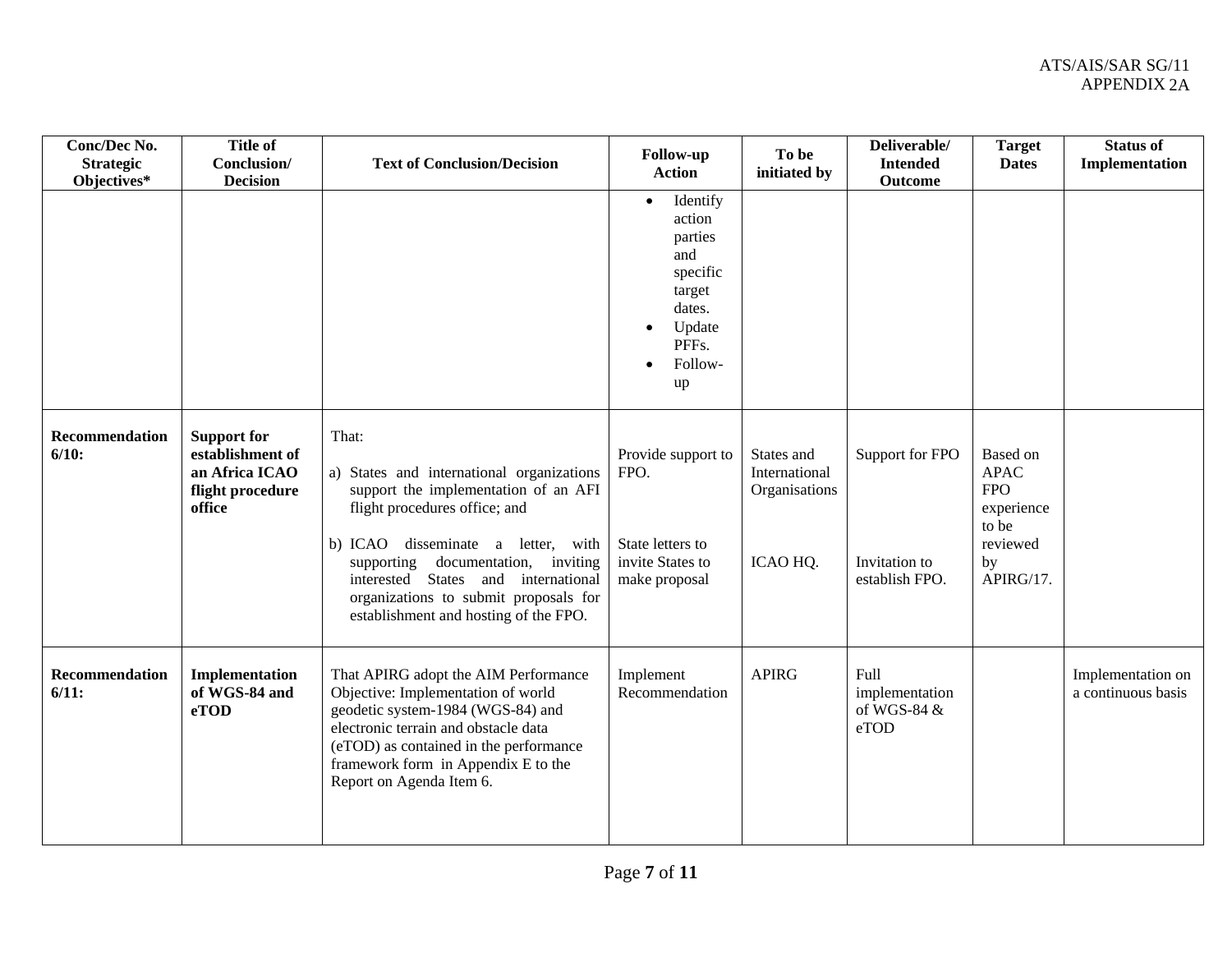| Conc/Dec No. Strategic Objectives* | Title of Conclusion/ Decision | Text of Conclusion/Decision | Follow-up Action | To be initiated by | Deliverable/ Intended Outcome | Target Dates | Status of Implementation |
|---|---|---|---|---|---|---|---|
| | | | • Identify action parties and specific target dates.<br>• Update PFFs.<br>• Follow-up | | | | |
| **Recommendation 6/10:** | **Support for establishment of an Africa ICAO flight procedure office** | That:<br><br>a) States and international organizations support the implementation of an AFI flight procedures office; and<br><br>b) ICAO disseminate a letter, with supporting documentation, inviting interested States and international organizations to submit proposals for establishment and hosting of the FPO. | Provide support to FPO.<br><br>State letters to invite States to make proposal | States and International Organisations<br><br>ICAO HQ. | Support for FPO<br><br>Invitation to establish FPO. | Based on APAC FPO experience to be reviewed by APIRG/17. | |
| **Recommendation 6/11:** | **Implementation of WGS-84 and eTOD** | That APIRG adopt the AIM Performance Objective: Implementation of world geodetic system-1984 (WGS-84) and electronic terrain and obstacle data (eTOD) as contained in the performance framework form in Appendix E to the Report on Agenda Item 6. | Implement Recommendation | APIRG | Full implementation of WGS-84 & eTOD | | Implementation on a continuous basis |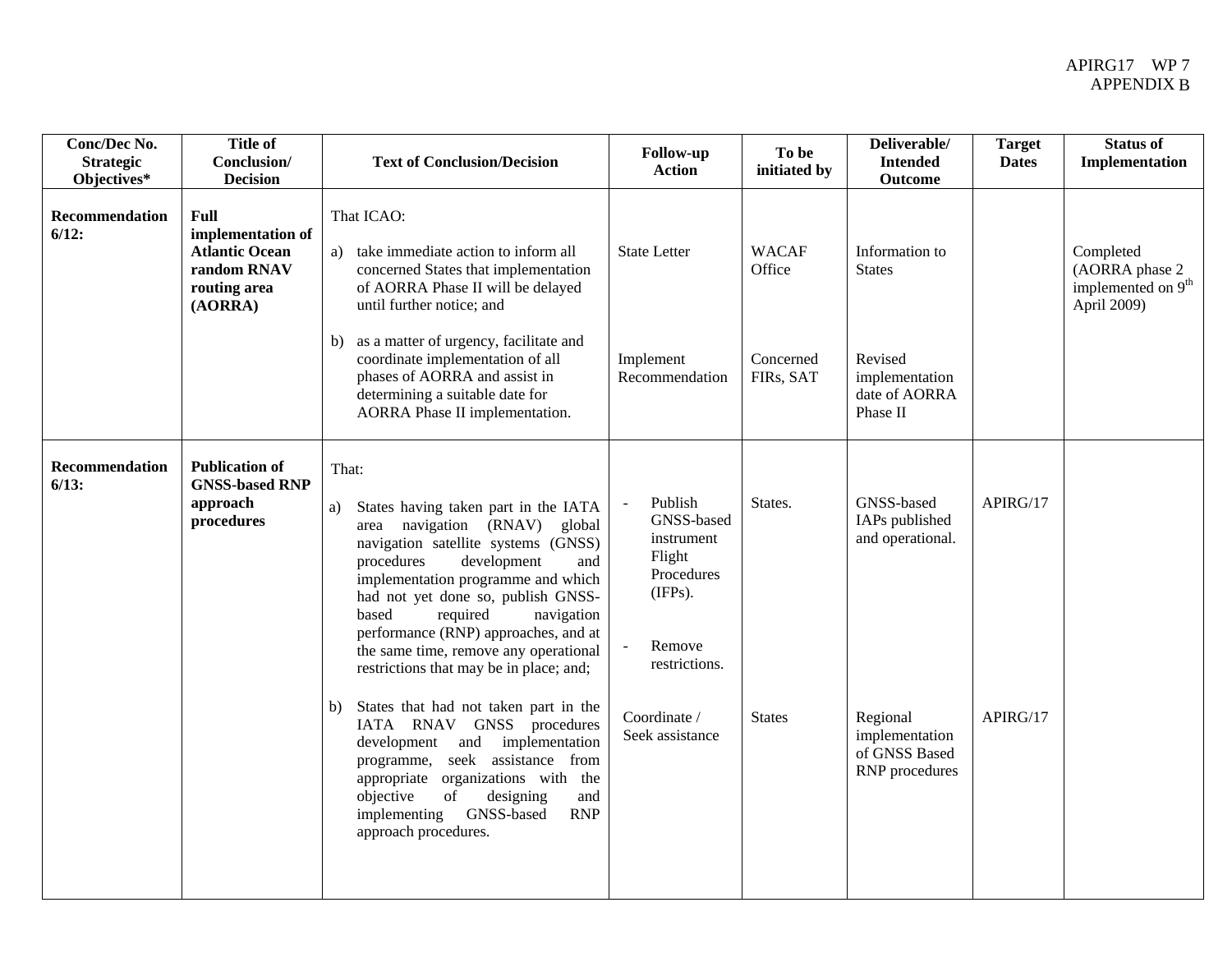APIRG17 WP 7
APPENDIX B

| Conc/Dec No. Strategic Objectives* | Title of Conclusion/ Decision | Text of Conclusion/Decision | Follow-up Action | To be initiated by | Deliverable/ Intended Outcome | Target Dates | Status of Implementation |
|---|---|---|---|---|---|---|---|
| **Recommendation 6/12:** | **Full implementation of Atlantic Ocean random RNAV routing area (AORRA)** | That ICAO:<br>a) take immediate action to inform all concerned States that implementation of AORRA Phase II will be delayed until further notice; and | State Letter | WACAF Office | Information to States | | Completed (AORRA phase 2 implemented on 9th April 2009) |
| | | b) as a matter of urgency, facilitate and coordinate implementation of all phases of AORRA and assist in determining a suitable date for AORRA Phase II implementation. | Implement Recommendation | Concerned FIRs, SAT | Revised implementation date of AORRA Phase II | | |
| **Recommendation 6/13:** | **Publication of GNSS-based RNP approach procedures** | That:<br>a) States having taken part in the IATA area navigation (RNAV) global navigation satellite systems (GNSS) procedures development and implementation programme and which had not yet done so, publish GNSS-based required navigation performance (RNP) approaches, and at the same time, remove any operational restrictions that may be in place; and; | - Publish GNSS-based instrument Flight Procedures (IFPs).<br>- Remove restrictions. | States. | GNSS-based IAPs published and operational. | APIRG/17 | |
| | | b) States that had not taken part in the IATA RNAV GNSS procedures development and implementation programme, seek assistance from appropriate organizations with the objective of designing and implementing GNSS-based RNP approach procedures. | Coordinate / Seek assistance | States | Regional implementation of GNSS Based RNP procedures | APIRG/17 | |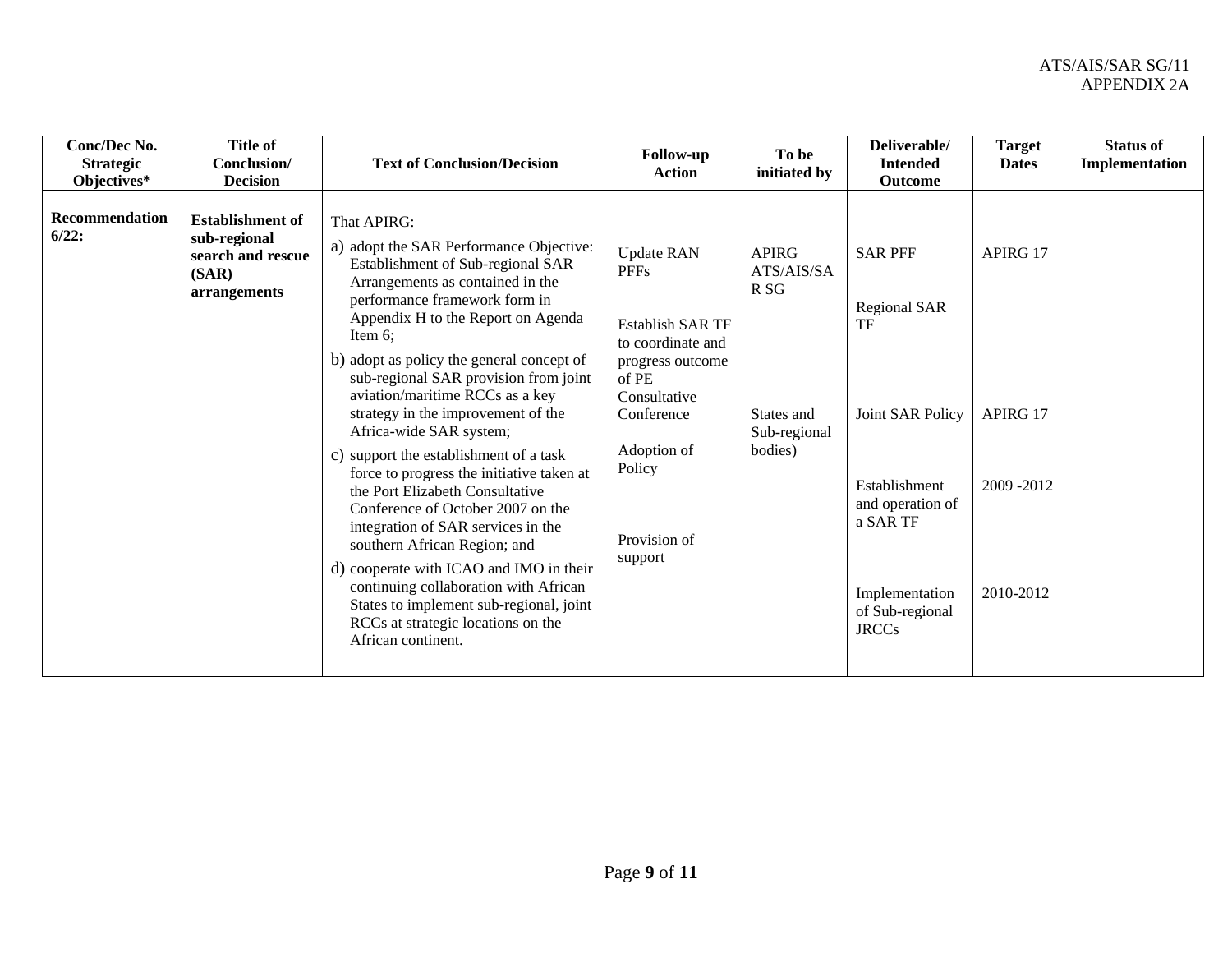| Conc/Dec No. Strategic Objectives* | Title of Conclusion/ Decision | Text of Conclusion/Decision | Follow-up Action | To be initiated by | Deliverable/ Intended Outcome | Target Dates | Status of Implementation |
|---|---|---|---|---|---|---|---|
| **Recommendation 6/22:** | **Establishment of sub-regional search and rescue (SAR) arrangements** | That APIRG:<br>a) adopt the SAR Performance Objective: Establishment of Sub-regional SAR Arrangements as contained in the performance framework form in Appendix H to the Report on Agenda Item 6;<br>b) adopt as policy the general concept of sub-regional SAR provision from joint aviation/maritime RCCs as a key strategy in the improvement of the Africa-wide SAR system;<br>c) support the establishment of a task force to progress the initiative taken at the Port Elizabeth Consultative Conference of October 2007 on the integration of SAR services in the southern African Region; and<br>d) cooperate with ICAO and IMO in their continuing collaboration with African States to implement sub-regional, joint RCCs at strategic locations on the African continent. | Update RAN PFFs<br><br>Establish SAR TF to coordinate and progress outcome of PE Consultative Conference<br><br>Adoption of Policy<br><br>Provision of support | APIRG ATS/AIS/SAR SG<br><br>States and Sub-regional bodies) | SAR PFF<br><br>Regional SAR TF<br><br>Joint SAR Policy<br><br>Establishment and operation of a SAR TF<br><br>Implementation of Sub-regional JRCCs | APIRG 17<br><br>APIRG 17<br><br>2009 -2012<br><br>2010-2012 | |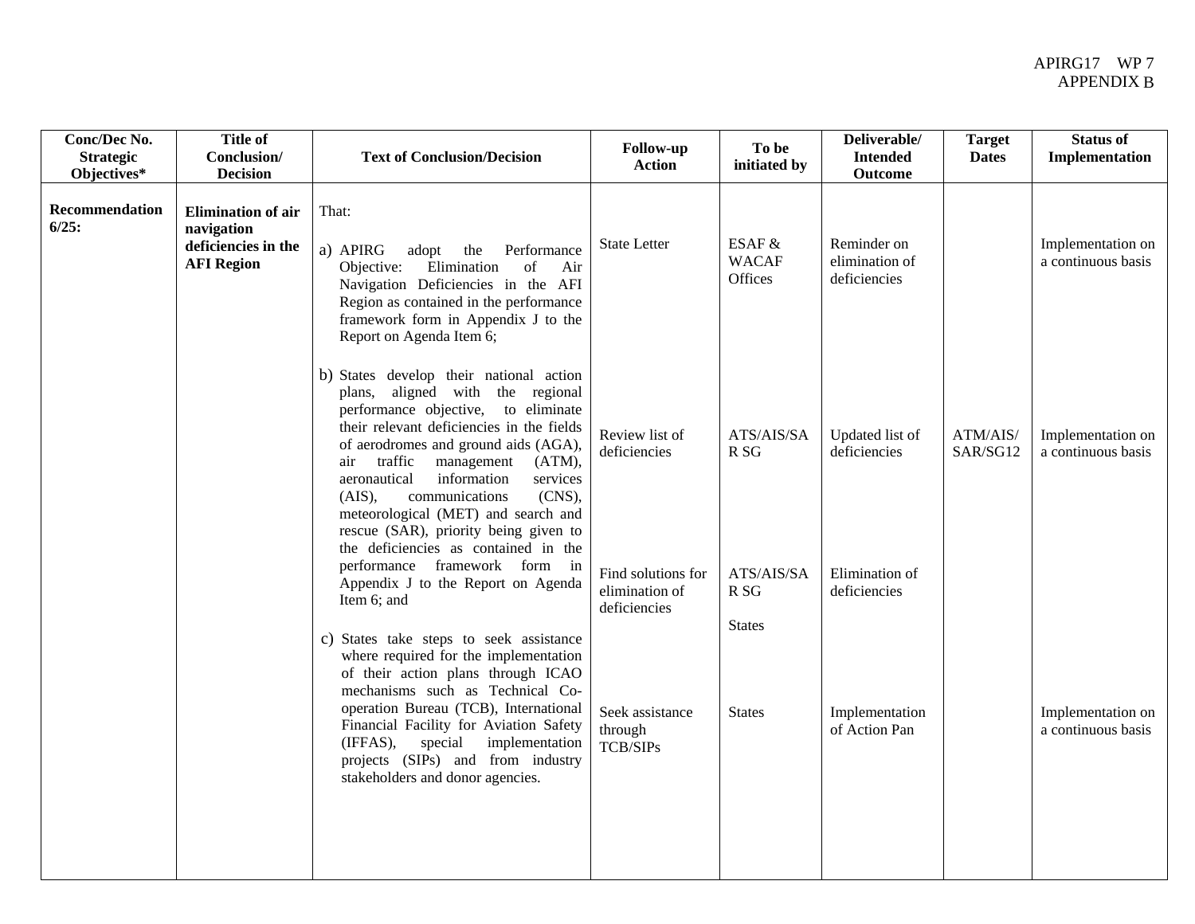APIRG17 WP 7
APPENDIX B

| Conc/Dec No. Strategic Objectives* | Title of Conclusion/ Decision | Text of Conclusion/Decision | Follow-up Action | To be initiated by | Deliverable/ Intended Outcome | Target Dates | Status of Implementation |
|---|---|---|---|---|---|---|---|
| **Recommendation 6/25:** | **Elimination of air navigation deficiencies in the AFI Region** | That:<br><br>a) APIRG adopt the Performance Objective: Elimination of Air Navigation Deficiencies in the AFI Region as contained in the performance framework form in Appendix J to the Report on Agenda Item 6; | State Letter | ESAF & WACAF Offices | Reminder on elimination of deficiencies | | Implementation on a continuous basis |
| | | b) States develop their national action plans, aligned with the regional performance objective, to eliminate their relevant deficiencies in the fields of aerodromes and ground aids (AGA), air traffic management (ATM), aeronautical information services (AIS), communications (CNS), meteorological (MET) and search and rescue (SAR), priority being given to the deficiencies as contained in the performance framework form in Appendix J to the Report on Agenda Item 6; and | Review list of deficiencies | ATS/AIS/SAR SG | Updated list of deficiencies | ATM/AIS/ SAR/SG12 | Implementation on a continuous basis |
| | | | Find solutions for elimination of deficiencies | ATS/AIS/SAR SG<br><br>States | Elimination of deficiencies | | |
| | | c) States take steps to seek assistance where required for the implementation of their action plans through ICAO mechanisms such as Technical Co-operation Bureau (TCB), International Financial Facility for Aviation Safety (IFFAS), special implementation projects (SIPs) and from industry stakeholders and donor agencies. | Seek assistance through TCB/SIPs | States | Implementation of Action Pan | | Implementation on a continuous basis |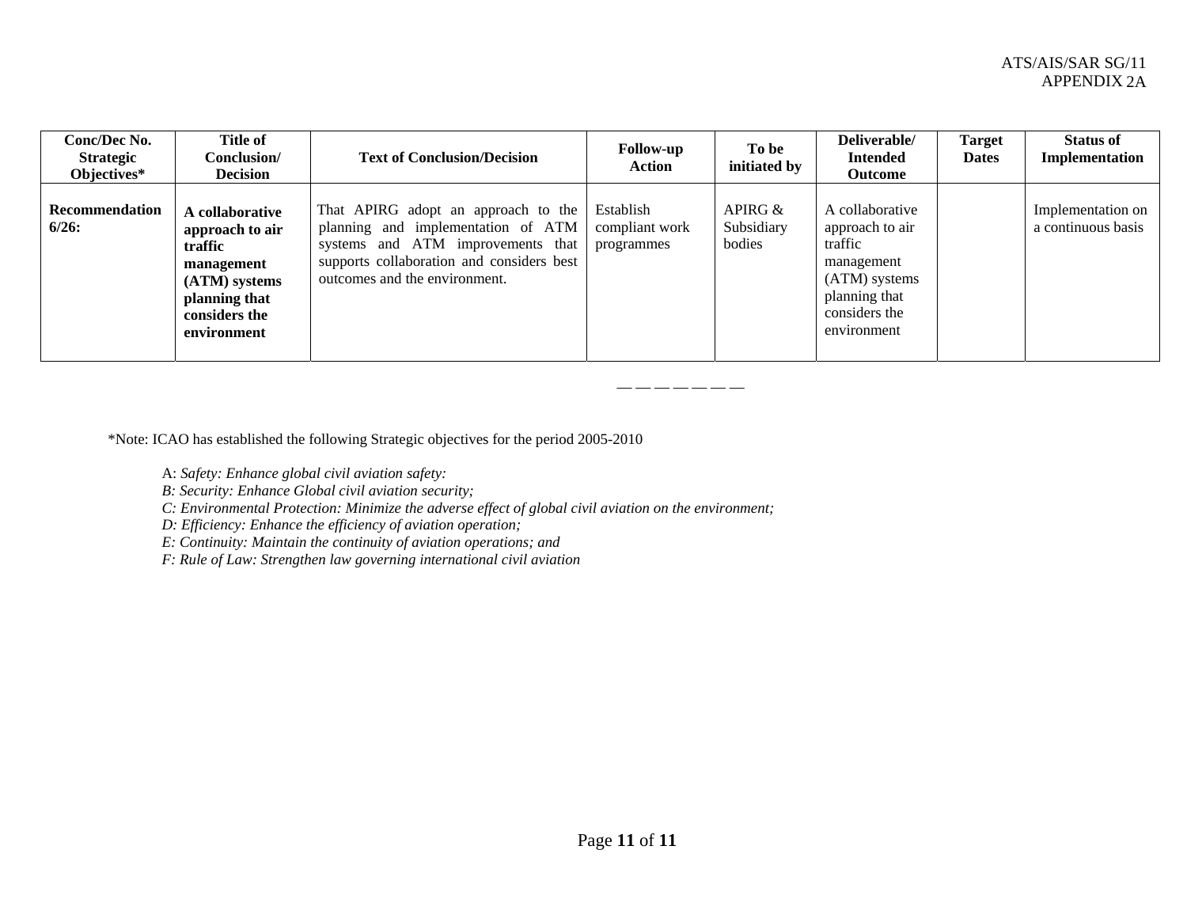| Conc/Dec No. Strategic Objectives* | Title of Conclusion/ Decision | Text of Conclusion/Decision | Follow-up Action | To be initiated by | Deliverable/ Intended Outcome | Target Dates | Status of Implementation |
|---|---|---|---|---|---|---|---|
| **Recommendation 6/26:** | **A collaborative approach to air traffic management (ATM) systems planning that considers the environment** | That APIRG adopt an approach to the planning and implementation of ATM systems and ATM improvements that supports collaboration and considers best outcomes and the environment. | Establish compliant work programmes | APIRG & Subsidiary bodies | A collaborative approach to air traffic management (ATM) systems planning that considers the environment | | Implementation on a continuous basis |

— — — — — — —

*Note: ICAO has established the following Strategic objectives for the period 2005-2010

A: *Safety: Enhance global civil aviation safety:*
*B: Security: Enhance Global civil aviation security;*
*C: Environmental Protection: Minimize the adverse effect of global civil aviation on the environment;*
*D: Efficiency: Enhance the efficiency of aviation operation;*
*E: Continuity: Maintain the continuity of aviation operations; and*
*F: Rule of Law: Strengthen law governing international civil aviation*